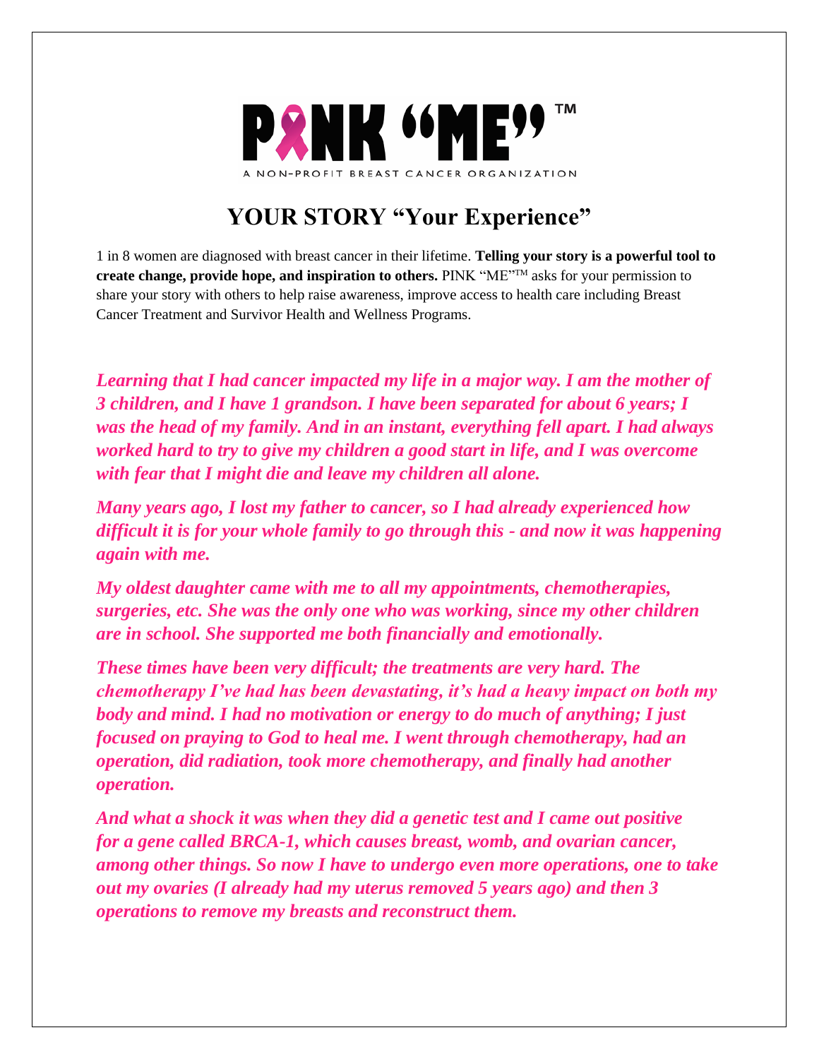PINK "ME"™

A NON-PROFIT BREAST CANCER ORGANIZATION

# YOUR STORY "Your Experience"

1 in 8 women are diagnosed with breast cancer in their lifetime. **Telling your story is a powerful tool to create change, provide hope, and inspiration to others.** PINK "ME"™ asks for your permission to share your story with others to help raise awareness, improve access to health care including Breast Cancer Treatment and Survivor Health and Wellness Programs.

***Learning that I had cancer impacted my life in a major way. I am the mother of 3 children, and I have 1 grandson. I have been separated for about 6 years; I was the head of my family. And in an instant, everything fell apart. I had always worked hard to try to give my children a good start in life, and I was overcome with fear that I might die and leave my children all alone.***

***Many years ago, I lost my father to cancer, so I had already experienced how difficult it is for your whole family to go through this - and now it was happening again with me.***

***My oldest daughter came with me to all my appointments, chemotherapies, surgeries, etc. She was the only one who was working, since my other children are in school. She supported me both financially and emotionally.***

***These times have been very difficult; the treatments are very hard. The chemotherapy I've had has been devastating, it's had a heavy impact on both my body and mind. I had no motivation or energy to do much of anything; I just focused on praying to God to heal me. I went through chemotherapy, had an operation, did radiation, took more chemotherapy, and finally had another operation.***

***And what a shock it was when they did a genetic test and I came out positive for a gene called BRCA-1, which causes breast, womb, and ovarian cancer, among other things. So now I have to undergo even more operations, one to take out my ovaries (I already had my uterus removed 5 years ago) and then 3 operations to remove my breasts and reconstruct them.***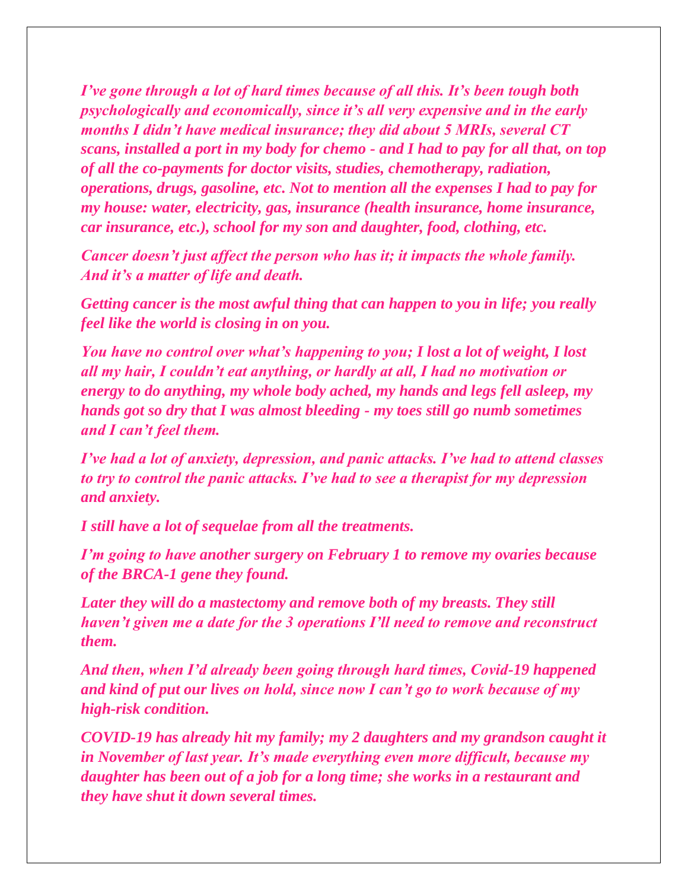*I've gone through a lot of hard times because of all this. It's been tough both psychologically and economically, since it's all very expensive and in the early months I didn't have medical insurance; they did about 5 MRIs, several CT scans, installed a port in my body for chemo - and I had to pay for all that, on top of all the co-payments for doctor visits, studies, chemotherapy, radiation, operations, drugs, gasoline, etc. Not to mention all the expenses I had to pay for my house: water, electricity, gas, insurance (health insurance, home insurance, car insurance, etc.), school for my son and daughter, food, clothing, etc.*

*Cancer doesn't just affect the person who has it; it impacts the whole family. And it's a matter of life and death.*

*Getting cancer is the most awful thing that can happen to you in life; you really feel like the world is closing in on you.*

*You have no control over what's happening to you; I lost a lot of weight, I lost all my hair, I couldn't eat anything, or hardly at all, I had no motivation or energy to do anything, my whole body ached, my hands and legs fell asleep, my hands got so dry that I was almost bleeding - my toes still go numb sometimes and I can't feel them.*

*I've had a lot of anxiety, depression, and panic attacks. I've had to attend classes to try to control the panic attacks. I've had to see a therapist for my depression and anxiety.*

*I still have a lot of sequelae from all the treatments.*

*I'm going to have another surgery on February 1 to remove my ovaries because of the BRCA-1 gene they found.*

*Later they will do a mastectomy and remove both of my breasts. They still haven't given me a date for the 3 operations I'll need to remove and reconstruct them.*

*And then, when I'd already been going through hard times, Covid-19 happened and kind of put our lives on hold, since now I can't go to work because of my high-risk condition.*

*COVID-19 has already hit my family; my 2 daughters and my grandson caught it in November of last year. It's made everything even more difficult, because my daughter has been out of a job for a long time; she works in a restaurant and they have shut it down several times.*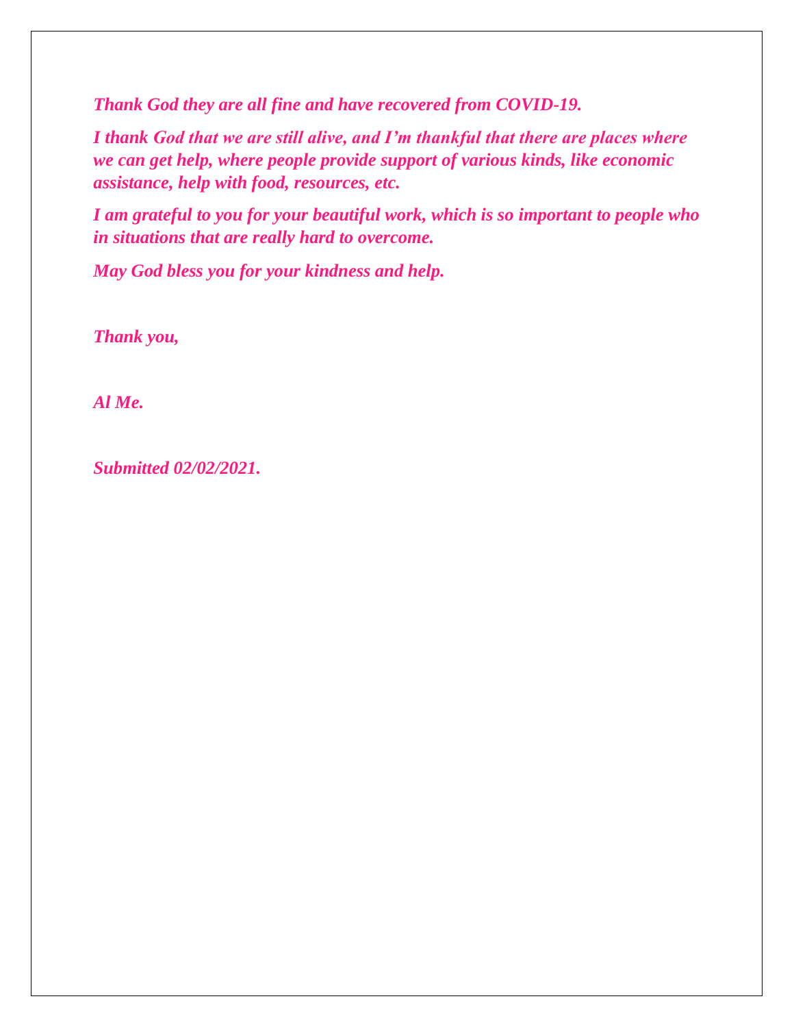*Thank God they are all fine and have recovered from COVID-19.*

*I thank God that we are still alive, and I'm thankful that there are places where we can get help, where people provide support of various kinds, like economic assistance, help with food, resources, etc.*

*I am grateful to you for your beautiful work, which is so important to people who in situations that are really hard to overcome.*

*May God bless you for your kindness and help.*

*Thank you,*

*Al Me.*

*Submitted 02/02/2021.*